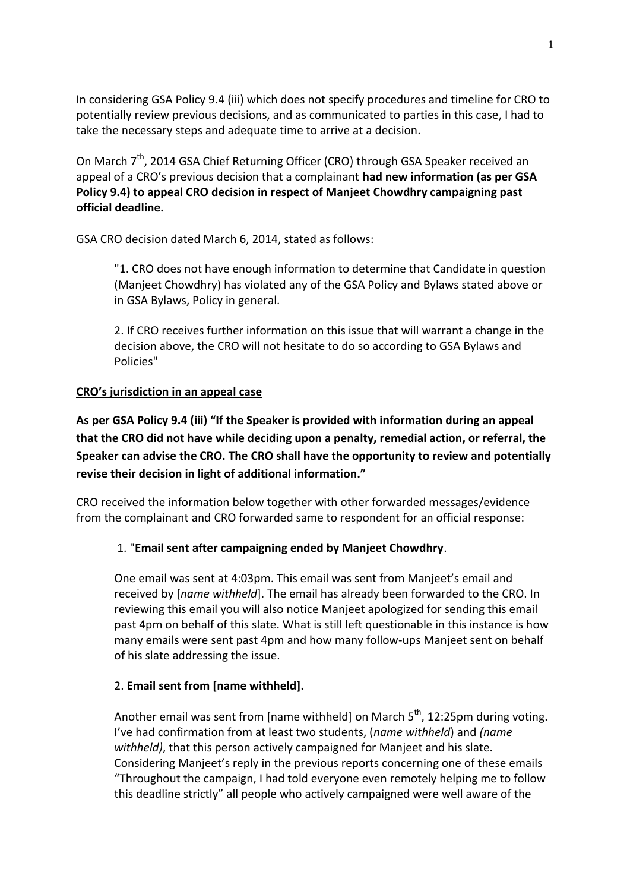In considering GSA Policy 9.4 (iii) which does not specify procedures and timeline for CRO to potentially review previous decisions, and as communicated to parties in this case, I had to take the necessary steps and adequate time to arrive at a decision.

On March 7th, 2014 GSA Chief Returning Officer (CRO) through GSA Speaker received an appeal of a CRO's previous decision that a complainant **had new information (as per GSA Policy 9.4) to appeal CRO decision in respect of Manjeet Chowdhry campaigning past official deadline.**

GSA CRO decision dated March 6, 2014, stated as follows:

> "1. CRO does not have enough information to determine that Candidate in question (Manjeet Chowdhry) has violated any of the GSA Policy and Bylaws stated above or in GSA Bylaws, Policy in general.
>
> 2. If CRO receives further information on this issue that will warrant a change in the decision above, the CRO will not hesitate to do so according to GSA Bylaws and Policies"

**<u>CRO's jurisdiction in an appeal case</u>**

**As per GSA Policy 9.4 (iii) "If the Speaker is provided with information during an appeal that the CRO did not have while deciding upon a penalty, remedial action, or referral, the Speaker can advise the CRO. The CRO shall have the opportunity to review and potentially revise their decision in light of additional information."**

CRO received the information below together with other forwarded messages/evidence from the complainant and CRO forwarded same to respondent for an official response:

> 1. "**Email sent after campaigning ended by Manjeet Chowdhry**.
>
> One email was sent at 4:03pm. This email was sent from Manjeet's email and received by [*name withheld*]. The email has already been forwarded to the CRO. In reviewing this email you will also notice Manjeet apologized for sending this email past 4pm on behalf of this slate. What is still left questionable in this instance is how many emails were sent past 4pm and how many follow-ups Manjeet sent on behalf of his slate addressing the issue.
>
> 2. **Email sent from [name withheld].**
>
> Another email was sent from [name withheld] on March 5th, 12:25pm during voting. I've had confirmation from at least two students, (*name withheld*) and *(name withheld)*, that this person actively campaigned for Manjeet and his slate. Considering Manjeet's reply in the previous reports concerning one of these emails "Throughout the campaign, I had told everyone even remotely helping me to follow this deadline strictly" all people who actively campaigned were well aware of the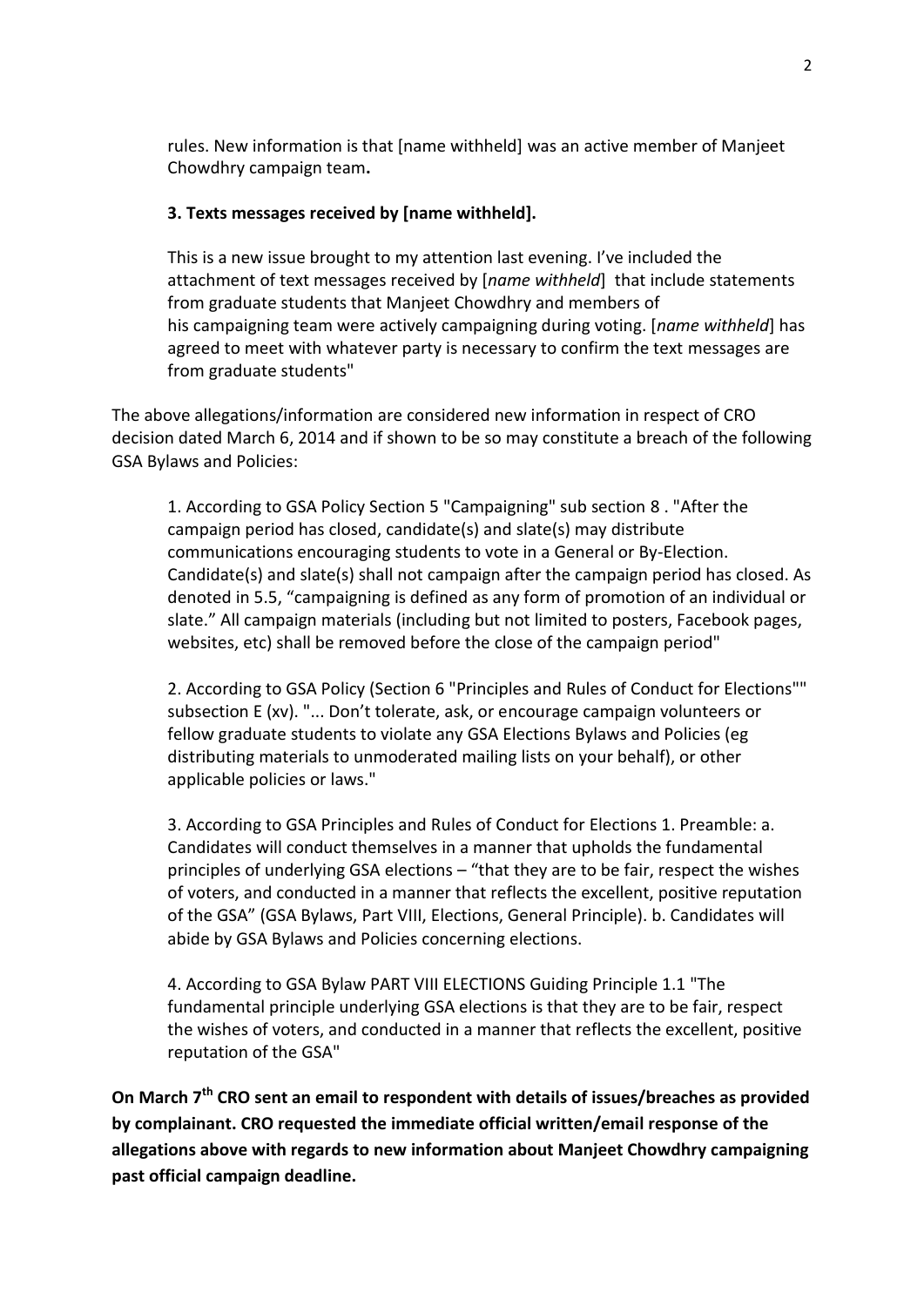rules. New information is that [name withheld] was an active member of Manjeet Chowdhry campaign team**.**

**3. Texts messages received by [name withheld].**

This is a new issue brought to my attention last evening. I've included the attachment of text messages received by [*name withheld*] that include statements from graduate students that Manjeet Chowdhry and members of his campaigning team were actively campaigning during voting. [*name withheld*] has agreed to meet with whatever party is necessary to confirm the text messages are from graduate students"

The above allegations/information are considered new information in respect of CRO decision dated March 6, 2014 and if shown to be so may constitute a breach of the following GSA Bylaws and Policies:

1. According to GSA Policy Section 5 "Campaigning" sub section 8 . "After the campaign period has closed, candidate(s) and slate(s) may distribute communications encouraging students to vote in a General or By-Election. Candidate(s) and slate(s) shall not campaign after the campaign period has closed. As denoted in 5.5, "campaigning is defined as any form of promotion of an individual or slate." All campaign materials (including but not limited to posters, Facebook pages, websites, etc) shall be removed before the close of the campaign period"

2. According to GSA Policy (Section 6 "Principles and Rules of Conduct for Elections"" subsection E (xv). "... Don't tolerate, ask, or encourage campaign volunteers or fellow graduate students to violate any GSA Elections Bylaws and Policies (eg distributing materials to unmoderated mailing lists on your behalf), or other applicable policies or laws."

3. According to GSA Principles and Rules of Conduct for Elections 1. Preamble: a. Candidates will conduct themselves in a manner that upholds the fundamental principles of underlying GSA elections – "that they are to be fair, respect the wishes of voters, and conducted in a manner that reflects the excellent, positive reputation of the GSA" (GSA Bylaws, Part VIII, Elections, General Principle). b. Candidates will abide by GSA Bylaws and Policies concerning elections.

4. According to GSA Bylaw PART VIII ELECTIONS Guiding Principle 1.1 "The fundamental principle underlying GSA elections is that they are to be fair, respect the wishes of voters, and conducted in a manner that reflects the excellent, positive reputation of the GSA"

**On March 7th CRO sent an email to respondent with details of issues/breaches as provided by complainant. CRO requested the immediate official written/email response of the allegations above with regards to new information about Manjeet Chowdhry campaigning past official campaign deadline.**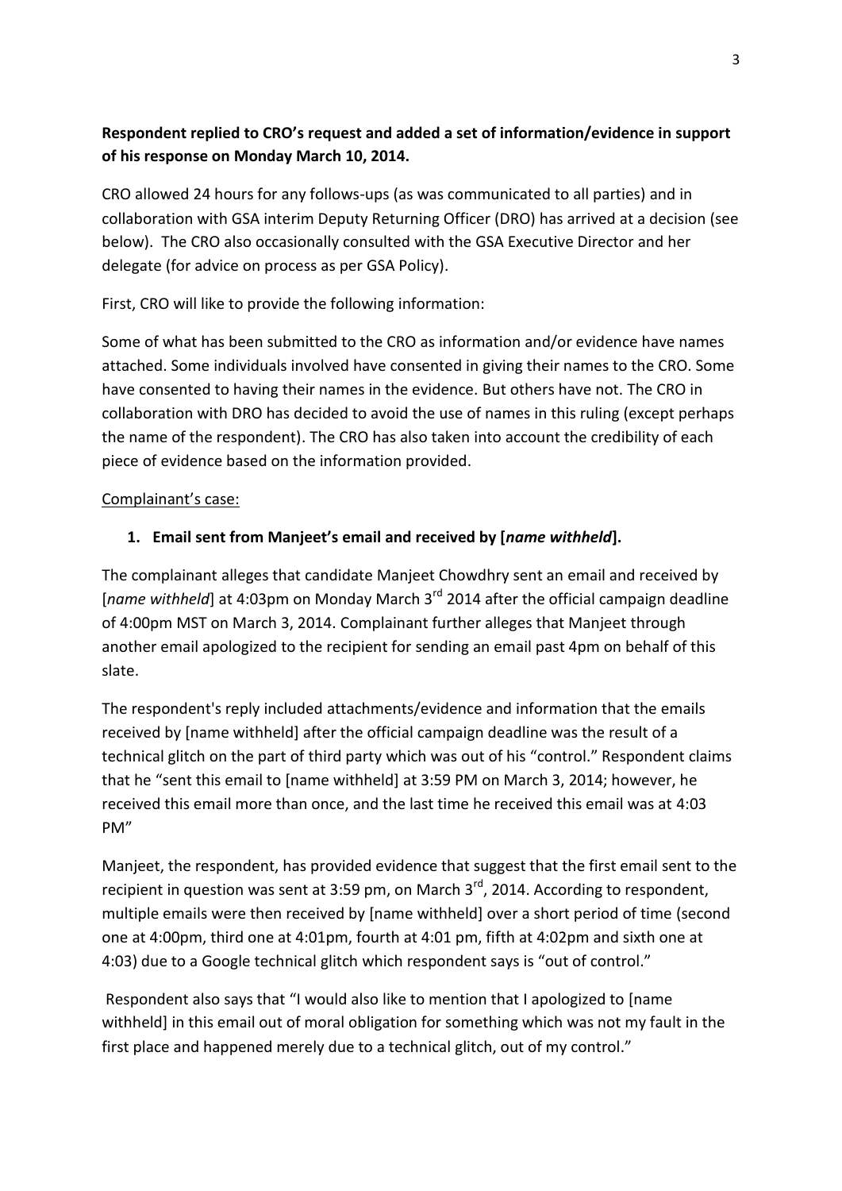**Respondent replied to CRO's request and added a set of information/evidence in support of his response on Monday March 10, 2014.**

CRO allowed 24 hours for any follows-ups (as was communicated to all parties) and in collaboration with GSA interim Deputy Returning Officer (DRO) has arrived at a decision (see below). The CRO also occasionally consulted with the GSA Executive Director and her delegate (for advice on process as per GSA Policy).

First, CRO will like to provide the following information:

Some of what has been submitted to the CRO as information and/or evidence have names attached. Some individuals involved have consented in giving their names to the CRO. Some have consented to having their names in the evidence. But others have not. The CRO in collaboration with DRO has decided to avoid the use of names in this ruling (except perhaps the name of the respondent). The CRO has also taken into account the credibility of each piece of evidence based on the information provided.

<u>Complainant's case:</u>

1. **Email sent from Manjeet's email and received by [*name withheld*].**

The complainant alleges that candidate Manjeet Chowdhry sent an email and received by [*name withheld*] at 4:03pm on Monday March 3rd 2014 after the official campaign deadline of 4:00pm MST on March 3, 2014. Complainant further alleges that Manjeet through another email apologized to the recipient for sending an email past 4pm on behalf of this slate.

The respondent's reply included attachments/evidence and information that the emails received by [name withheld] after the official campaign deadline was the result of a technical glitch on the part of third party which was out of his "control." Respondent claims that he "sent this email to [name withheld] at 3:59 PM on March 3, 2014; however, he received this email more than once, and the last time he received this email was at 4:03 PM"

Manjeet, the respondent, has provided evidence that suggest that the first email sent to the recipient in question was sent at 3:59 pm, on March 3rd, 2014. According to respondent, multiple emails were then received by [name withheld] over a short period of time (second one at 4:00pm, third one at 4:01pm, fourth at 4:01 pm, fifth at 4:02pm and sixth one at 4:03) due to a Google technical glitch which respondent says is "out of control."

Respondent also says that "I would also like to mention that I apologized to [name withheld] in this email out of moral obligation for something which was not my fault in the first place and happened merely due to a technical glitch, out of my control."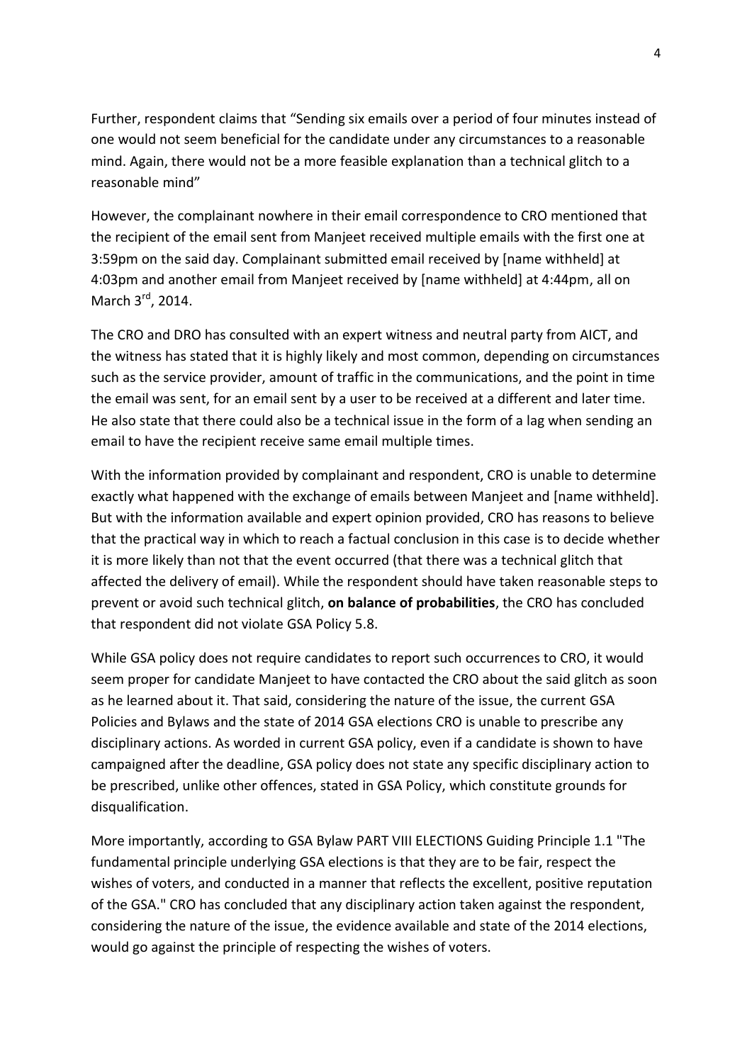Further, respondent claims that “Sending six emails over a period of four minutes instead of one would not seem beneficial for the candidate under any circumstances to a reasonable mind. Again, there would not be a more feasible explanation than a technical glitch to a reasonable mind”

However, the complainant nowhere in their email correspondence to CRO mentioned that the recipient of the email sent from Manjeet received multiple emails with the first one at 3:59pm on the said day. Complainant submitted email received by [name withheld] at 4:03pm and another email from Manjeet received by [name withheld] at 4:44pm, all on March 3rd, 2014.

The CRO and DRO has consulted with an expert witness and neutral party from AICT, and the witness has stated that it is highly likely and most common, depending on circumstances such as the service provider, amount of traffic in the communications, and the point in time the email was sent, for an email sent by a user to be received at a different and later time. He also state that there could also be a technical issue in the form of a lag when sending an email to have the recipient receive same email multiple times.

With the information provided by complainant and respondent, CRO is unable to determine exactly what happened with the exchange of emails between Manjeet and [name withheld]. But with the information available and expert opinion provided, CRO has reasons to believe that the practical way in which to reach a factual conclusion in this case is to decide whether it is more likely than not that the event occurred (that there was a technical glitch that affected the delivery of email). While the respondent should have taken reasonable steps to prevent or avoid such technical glitch, **on balance of probabilities**, the CRO has concluded that respondent did not violate GSA Policy 5.8.

While GSA policy does not require candidates to report such occurrences to CRO, it would seem proper for candidate Manjeet to have contacted the CRO about the said glitch as soon as he learned about it. That said, considering the nature of the issue, the current GSA Policies and Bylaws and the state of 2014 GSA elections CRO is unable to prescribe any disciplinary actions. As worded in current GSA policy, even if a candidate is shown to have campaigned after the deadline, GSA policy does not state any specific disciplinary action to be prescribed, unlike other offences, stated in GSA Policy, which constitute grounds for disqualification.

More importantly, according to GSA Bylaw PART VIII ELECTIONS Guiding Principle 1.1 "The fundamental principle underlying GSA elections is that they are to be fair, respect the wishes of voters, and conducted in a manner that reflects the excellent, positive reputation of the GSA." CRO has concluded that any disciplinary action taken against the respondent, considering the nature of the issue, the evidence available and state of the 2014 elections, would go against the principle of respecting the wishes of voters.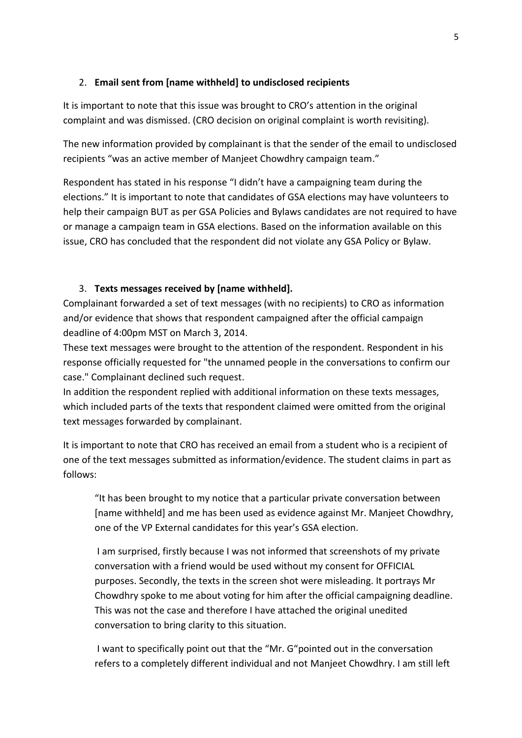2. **Email sent from [name withheld] to undisclosed recipients**

It is important to note that this issue was brought to CRO's attention in the original complaint and was dismissed. (CRO decision on original complaint is worth revisiting).

The new information provided by complainant is that the sender of the email to undisclosed recipients "was an active member of Manjeet Chowdhry campaign team."

Respondent has stated in his response "I didn't have a campaigning team during the elections." It is important to note that candidates of GSA elections may have volunteers to help their campaign BUT as per GSA Policies and Bylaws candidates are not required to have or manage a campaign team in GSA elections. Based on the information available on this issue, CRO has concluded that the respondent did not violate any GSA Policy or Bylaw.

3. **Texts messages received by [name withheld].**

Complainant forwarded a set of text messages (with no recipients) to CRO as information and/or evidence that shows that respondent campaigned after the official campaign deadline of 4:00pm MST on March 3, 2014.

These text messages were brought to the attention of the respondent. Respondent in his response officially requested for "the unnamed people in the conversations to confirm our case." Complainant declined such request.

In addition the respondent replied with additional information on these texts messages, which included parts of the texts that respondent claimed were omitted from the original text messages forwarded by complainant.

It is important to note that CRO has received an email from a student who is a recipient of one of the text messages submitted as information/evidence. The student claims in part as follows:

> "It has been brought to my notice that a particular private conversation between [name withheld] and me has been used as evidence against Mr. Manjeet Chowdhry, one of the VP External candidates for this year's GSA election.
>
> I am surprised, firstly because I was not informed that screenshots of my private conversation with a friend would be used without my consent for OFFICIAL purposes. Secondly, the texts in the screen shot were misleading. It portrays Mr Chowdhry spoke to me about voting for him after the official campaigning deadline. This was not the case and therefore I have attached the original unedited conversation to bring clarity to this situation.
>
> I want to specifically point out that the "Mr. G"pointed out in the conversation refers to a completely different individual and not Manjeet Chowdhry. I am still left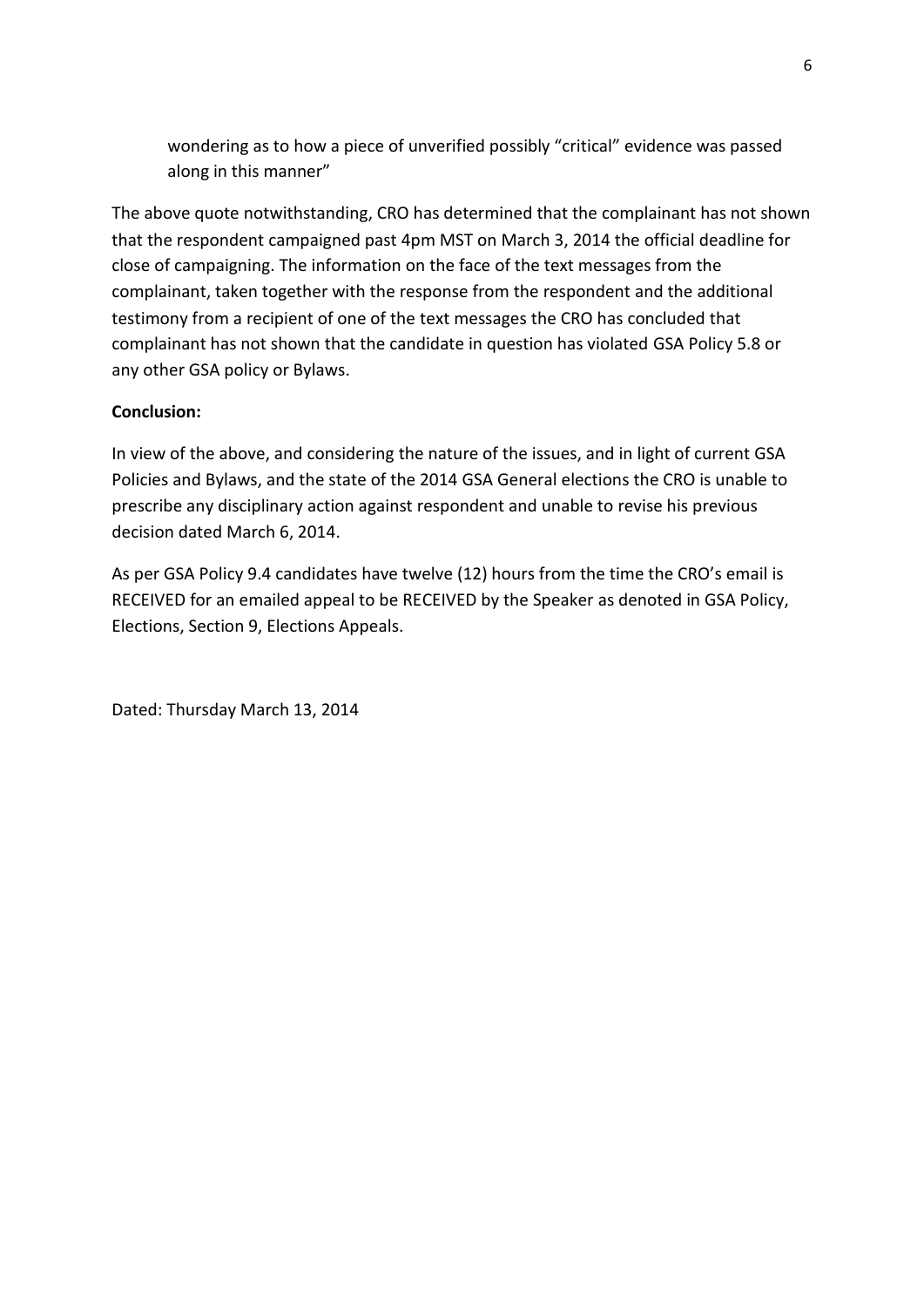> wondering as to how a piece of unverified possibly "critical" evidence was passed along in this manner"

The above quote notwithstanding, CRO has determined that the complainant has not shown that the respondent campaigned past 4pm MST on March 3, 2014 the official deadline for close of campaigning. The information on the face of the text messages from the complainant, taken together with the response from the respondent and the additional testimony from a recipient of one of the text messages the CRO has concluded that complainant has not shown that the candidate in question has violated GSA Policy 5.8 or any other GSA policy or Bylaws.

**Conclusion:**

In view of the above, and considering the nature of the issues, and in light of current GSA Policies and Bylaws, and the state of the 2014 GSA General elections the CRO is unable to prescribe any disciplinary action against respondent and unable to revise his previous decision dated March 6, 2014.

As per GSA Policy 9.4 candidates have twelve (12) hours from the time the CRO's email is RECEIVED for an emailed appeal to be RECEIVED by the Speaker as denoted in GSA Policy, Elections, Section 9, Elections Appeals.

Dated: Thursday March 13, 2014